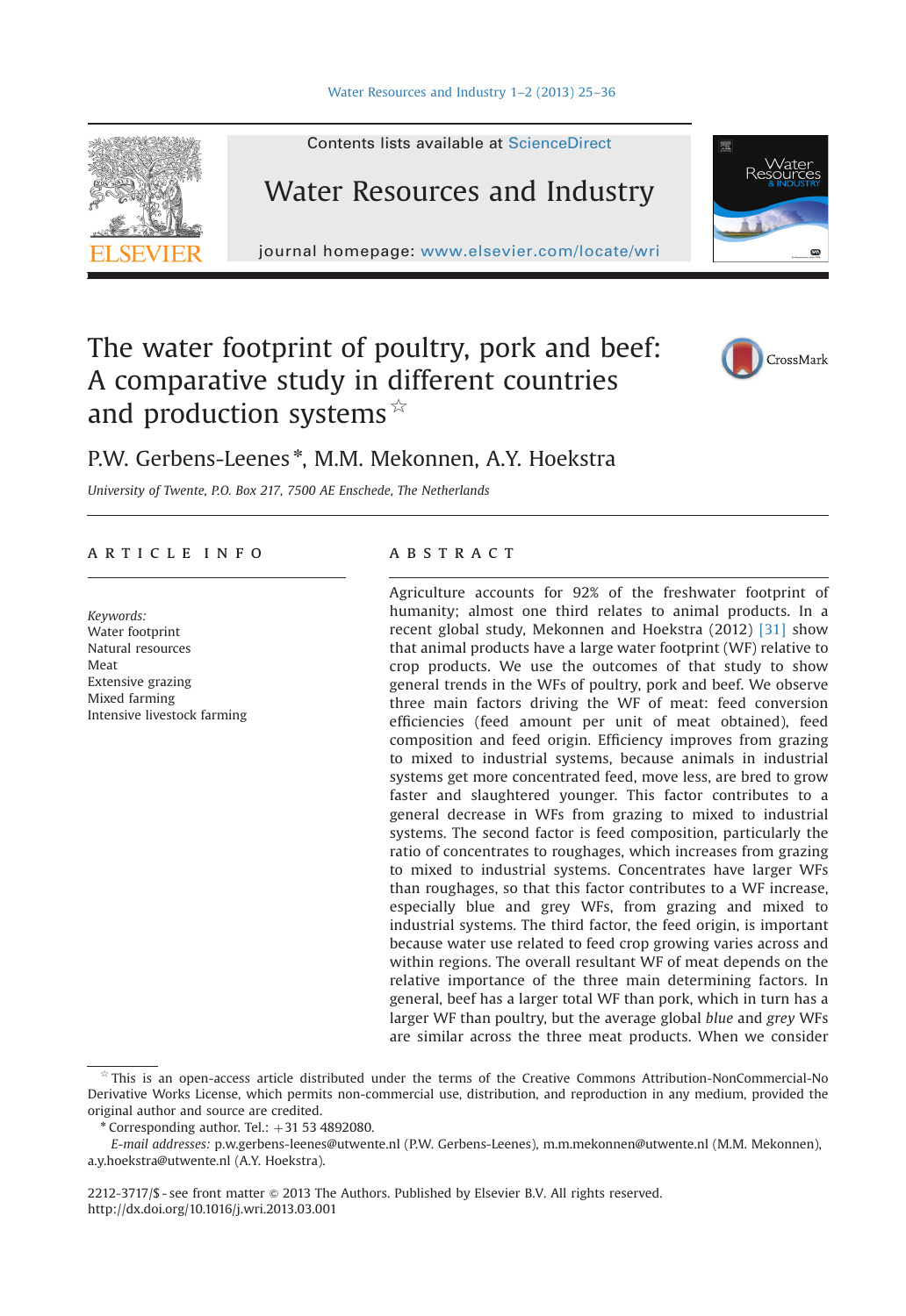# The water footprint of poultry, pork and beef: A comparative study in different countries and production systems ☆

P.W. Gerbens-Leenes *, M.M. Mekonnen, A.Y. Hoekstra

*University of Twente, P.O. Box 217, 7500 AE Enschede, The Netherlands*

## ARTICLE INFO

*Keywords:*
Water footprint
Natural resources
Meat
Extensive grazing
Mixed farming
Intensive livestock farming

## ABSTRACT

Agriculture accounts for 92% of the freshwater footprint of humanity; almost one third relates to animal products. In a recent global study, Mekonnen and Hoekstra (2012) [31] show that animal products have a large water footprint (WF) relative to crop products. We use the outcomes of that study to show general trends in the WFs of poultry, pork and beef. We observe three main factors driving the WF of meat: feed conversion efficiencies (feed amount per unit of meat obtained), feed composition and feed origin. Efficiency improves from grazing to mixed to industrial systems, because animals in industrial systems get more concentrated feed, move less, are bred to grow faster and slaughtered younger. This factor contributes to a general decrease in WFs from grazing to mixed to industrial systems. The second factor is feed composition, particularly the ratio of concentrates to roughages, which increases from grazing to mixed to industrial systems. Concentrates have larger WFs than roughages, so that this factor contributes to a WF increase, especially blue and grey WFs, from grazing and mixed to industrial systems. The third factor, the feed origin, is important because water use related to feed crop growing varies across and within regions. The overall resultant WF of meat depends on the relative importance of the three main determining factors. In general, beef has a larger total WF than pork, which in turn has a larger WF than poultry, but the average global *blue* and *grey* WFs are similar across the three meat products. When we consider

☆ This is an open-access article distributed under the terms of the Creative Commons Attribution-NonCommercial-No Derivative Works License, which permits non-commercial use, distribution, and reproduction in any medium, provided the original author and source are credited.

\* Corresponding author. Tel.: +31 53 4892080.

*E-mail addresses:* p.w.gerbens-leenes@utwente.nl (P.W. Gerbens-Leenes), m.m.mekonnen@utwente.nl (M.M. Mekonnen), a.y.hoekstra@utwente.nl (A.Y. Hoekstra).

2212-3717/$ - see front matter © 2013 The Authors. Published by Elsevier B.V. All rights reserved.
http://dx.doi.org/10.1016/j.wri.2013.03.001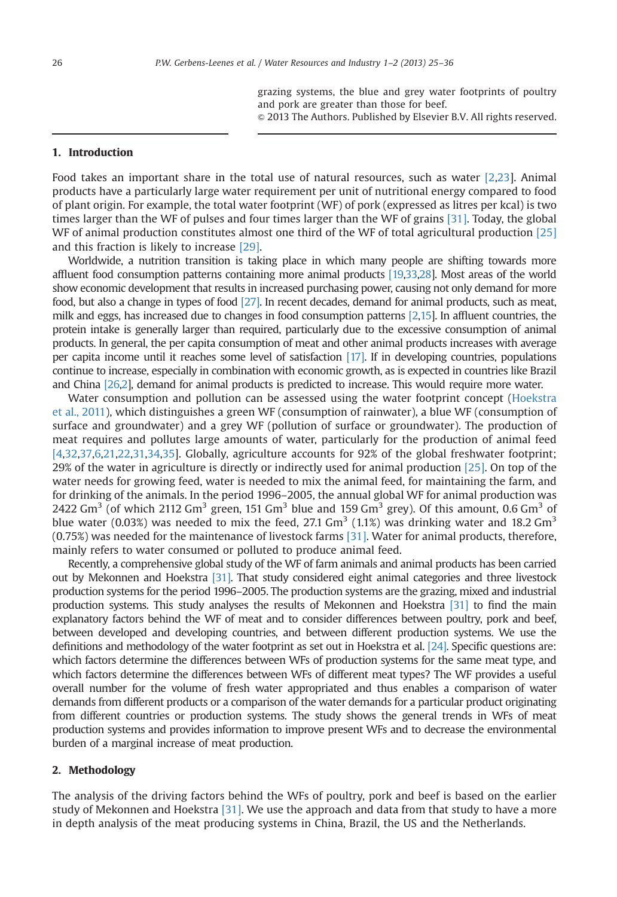grazing systems, the blue and grey water footprints of poultry and pork are greater than those for beef.

© 2013 The Authors. Published by Elsevier B.V. All rights reserved.

## 1. Introduction

Food takes an important share in the total use of natural resources, such as water [2,23]. Animal products have a particularly large water requirement per unit of nutritional energy compared to food of plant origin. For example, the total water footprint (WF) of pork (expressed as litres per kcal) is two times larger than the WF of pulses and four times larger than the WF of grains [31]. Today, the global WF of animal production constitutes almost one third of the WF of total agricultural production [25] and this fraction is likely to increase [29].

Worldwide, a nutrition transition is taking place in which many people are shifting towards more affluent food consumption patterns containing more animal products [19,33,28]. Most areas of the world show economic development that results in increased purchasing power, causing not only demand for more food, but also a change in types of food [27]. In recent decades, demand for animal products, such as meat, milk and eggs, has increased due to changes in food consumption patterns [2,15]. In affluent countries, the protein intake is generally larger than required, particularly due to the excessive consumption of animal products. In general, the per capita consumption of meat and other animal products increases with average per capita income until it reaches some level of satisfaction [17]. If in developing countries, populations continue to increase, especially in combination with economic growth, as is expected in countries like Brazil and China [26,2], demand for animal products is predicted to increase. This would require more water.

Water consumption and pollution can be assessed using the water footprint concept (Hoekstra et al., 2011), which distinguishes a green WF (consumption of rainwater), a blue WF (consumption of surface and groundwater) and a grey WF (pollution of surface or groundwater). The production of meat requires and pollutes large amounts of water, particularly for the production of animal feed [4,32,37,6,21,22,31,34,35]. Globally, agriculture accounts for 92% of the global freshwater footprint; 29% of the water in agriculture is directly or indirectly used for animal production [25]. On top of the water needs for growing feed, water is needed to mix the animal feed, for maintaining the farm, and for drinking of the animals. In the period 1996–2005, the annual global WF for animal production was 2422 $Gm^3$ (of which 2112 $Gm^3$ green, 151 $Gm^3$ blue and 159 $Gm^3$ grey). Of this amount, 0.6 $Gm^3$ of blue water (0.03%) was needed to mix the feed, 27.1 $Gm^3$ (1.1%) was drinking water and 18.2 $Gm^3$ (0.75%) was needed for the maintenance of livestock farms [31]. Water for animal products, therefore, mainly refers to water consumed or polluted to produce animal feed.

Recently, a comprehensive global study of the WF of farm animals and animal products has been carried out by Mekonnen and Hoekstra [31]. That study considered eight animal categories and three livestock production systems for the period 1996–2005. The production systems are the grazing, mixed and industrial production systems. This study analyses the results of Mekonnen and Hoekstra [31] to find the main explanatory factors behind the WF of meat and to consider differences between poultry, pork and beef, between developed and developing countries, and between different production systems. We use the definitions and methodology of the water footprint as set out in Hoekstra et al. [24]. Specific questions are: which factors determine the differences between WFs of production systems for the same meat type, and which factors determine the differences between WFs of different meat types? The WF provides a useful overall number for the volume of fresh water appropriated and thus enables a comparison of water demands from different products or a comparison of the water demands for a particular product originating from different countries or production systems. The study shows the general trends in WFs of meat production systems and provides information to improve present WFs and to decrease the environmental burden of a marginal increase of meat production.

## 2. Methodology

The analysis of the driving factors behind the WFs of poultry, pork and beef is based on the earlier study of Mekonnen and Hoekstra [31]. We use the approach and data from that study to have a more in depth analysis of the meat producing systems in China, Brazil, the US and the Netherlands.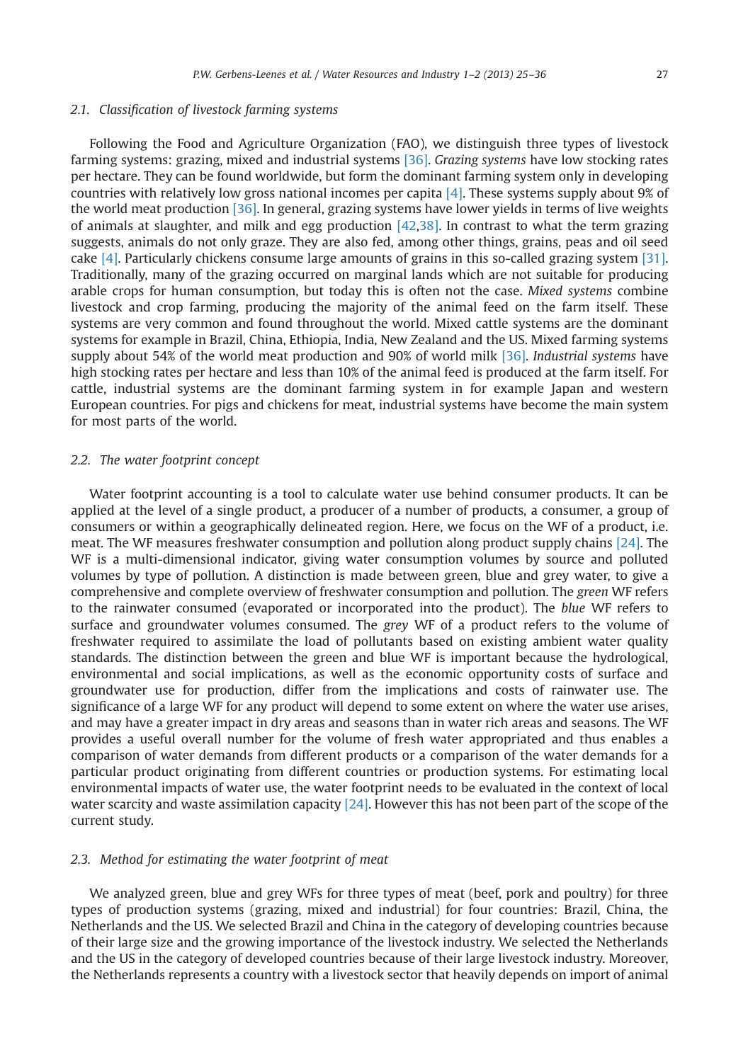### 2.1. Classification of livestock farming systems

Following the Food and Agriculture Organization (FAO), we distinguish three types of livestock farming systems: grazing, mixed and industrial systems [36]. *Grazing systems* have low stocking rates per hectare. They can be found worldwide, but form the dominant farming system only in developing countries with relatively low gross national incomes per capita [4]. These systems supply about 9% of the world meat production [36]. In general, grazing systems have lower yields in terms of live weights of animals at slaughter, and milk and egg production [42,38]. In contrast to what the term grazing suggests, animals do not only graze. They are also fed, among other things, grains, peas and oil seed cake [4]. Particularly chickens consume large amounts of grains in this so-called grazing system [31]. Traditionally, many of the grazing occurred on marginal lands which are not suitable for producing arable crops for human consumption, but today this is often not the case. *Mixed systems* combine livestock and crop farming, producing the majority of the animal feed on the farm itself. These systems are very common and found throughout the world. Mixed cattle systems are the dominant systems for example in Brazil, China, Ethiopia, India, New Zealand and the US. Mixed farming systems supply about 54% of the world meat production and 90% of world milk [36]. *Industrial systems* have high stocking rates per hectare and less than 10% of the animal feed is produced at the farm itself. For cattle, industrial systems are the dominant farming system in for example Japan and western European countries. For pigs and chickens for meat, industrial systems have become the main system for most parts of the world.

### 2.2. The water footprint concept

Water footprint accounting is a tool to calculate water use behind consumer products. It can be applied at the level of a single product, a producer of a number of products, a consumer, a group of consumers or within a geographically delineated region. Here, we focus on the WF of a product, i.e. meat. The WF measures freshwater consumption and pollution along product supply chains [24]. The WF is a multi-dimensional indicator, giving water consumption volumes by source and polluted volumes by type of pollution. A distinction is made between green, blue and grey water, to give a comprehensive and complete overview of freshwater consumption and pollution. The *green* WF refers to the rainwater consumed (evaporated or incorporated into the product). The *blue* WF refers to surface and groundwater volumes consumed. The *grey* WF of a product refers to the volume of freshwater required to assimilate the load of pollutants based on existing ambient water quality standards. The distinction between the green and blue WF is important because the hydrological, environmental and social implications, as well as the economic opportunity costs of surface and groundwater use for production, differ from the implications and costs of rainwater use. The significance of a large WF for any product will depend to some extent on where the water use arises, and may have a greater impact in dry areas and seasons than in water rich areas and seasons. The WF provides a useful overall number for the volume of fresh water appropriated and thus enables a comparison of water demands from different products or a comparison of the water demands for a particular product originating from different countries or production systems. For estimating local environmental impacts of water use, the water footprint needs to be evaluated in the context of local water scarcity and waste assimilation capacity [24]. However this has not been part of the scope of the current study.

### 2.3. Method for estimating the water footprint of meat

We analyzed green, blue and grey WFs for three types of meat (beef, pork and poultry) for three types of production systems (grazing, mixed and industrial) for four countries: Brazil, China, the Netherlands and the US. We selected Brazil and China in the category of developing countries because of their large size and the growing importance of the livestock industry. We selected the Netherlands and the US in the category of developed countries because of their large livestock industry. Moreover, the Netherlands represents a country with a livestock sector that heavily depends on import of animal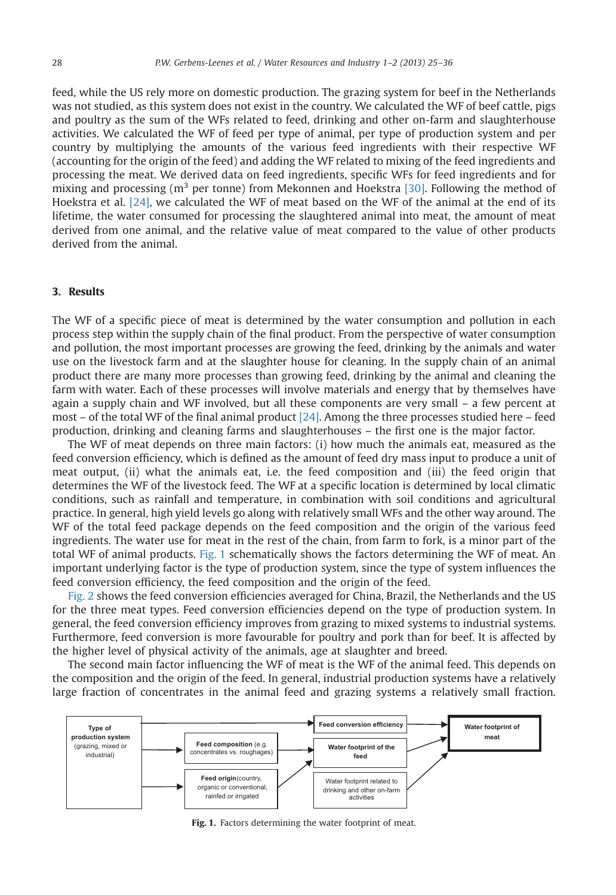feed, while the US rely more on domestic production. The grazing system for beef in the Netherlands was not studied, as this system does not exist in the country. We calculated the WF of beef cattle, pigs and poultry as the sum of the WFs related to feed, drinking and other on-farm and slaughterhouse activities. We calculated the WF of feed per type of animal, per type of production system and per country by multiplying the amounts of the various feed ingredients with their respective WF (accounting for the origin of the feed) and adding the WF related to mixing of the feed ingredients and processing the meat. We derived data on feed ingredients, specific WFs for feed ingredients and for mixing and processing ($m^3$ per tonne) from Mekonnen and Hoekstra [30]. Following the method of Hoekstra et al. [24], we calculated the WF of meat based on the WF of the animal at the end of its lifetime, the water consumed for processing the slaughtered animal into meat, the amount of meat derived from one animal, and the relative value of meat compared to the value of other products derived from the animal.

## 3. Results

The WF of a specific piece of meat is determined by the water consumption and pollution in each process step within the supply chain of the final product. From the perspective of water consumption and pollution, the most important processes are growing the feed, drinking by the animals and water use on the livestock farm and at the slaughter house for cleaning. In the supply chain of an animal product there are many more processes than growing feed, drinking by the animal and cleaning the farm with water. Each of these processes will involve materials and energy that by themselves have again a supply chain and WF involved, but all these components are very small – a few percent at most – of the total WF of the final animal product [24]. Among the three processes studied here – feed production, drinking and cleaning farms and slaughterhouses – the first one is the major factor.

The WF of meat depends on three main factors: (i) how much the animals eat, measured as the feed conversion efficiency, which is defined as the amount of feed dry mass input to produce a unit of meat output, (ii) what the animals eat, i.e. the feed composition and (iii) the feed origin that determines the WF of the livestock feed. The WF at a specific location is determined by local climatic conditions, such as rainfall and temperature, in combination with soil conditions and agricultural practice. In general, high yield levels go along with relatively small WFs and the other way around. The WF of the total feed package depends on the feed composition and the origin of the various feed ingredients. The water use for meat in the rest of the chain, from farm to fork, is a minor part of the total WF of animal products. Fig. 1 schematically shows the factors determining the WF of meat. An important underlying factor is the type of production system, since the type of system influences the feed conversion efficiency, the feed composition and the origin of the feed.

Fig. 2 shows the feed conversion efficiencies averaged for China, Brazil, the Netherlands and the US for the three meat types. Feed conversion efficiencies depend on the type of production system. In general, the feed conversion efficiency improves from grazing to mixed systems to industrial systems. Furthermore, feed conversion is more favourable for poultry and pork than for beef. It is affected by the higher level of physical activity of the animals, age at slaughter and breed.

The second main factor influencing the WF of meat is the WF of the animal feed. This depends on the composition and the origin of the feed. In general, industrial production systems have a relatively large fraction of concentrates in the animal feed and grazing systems a relatively small fraction.

**Type of production system** (grazing, mixed or industrial)

**Feed composition** (e.g. concentrates vs. roughages)

**Feed origin** (country, organic or conventional, rainfed or irrigated

**Feed conversion efficiency**

**Water footprint of the feed**

Water footprint related to drinking and other on-farm activities

**Water footprint of meat**

**Fig. 1.** Factors determining the water footprint of meat.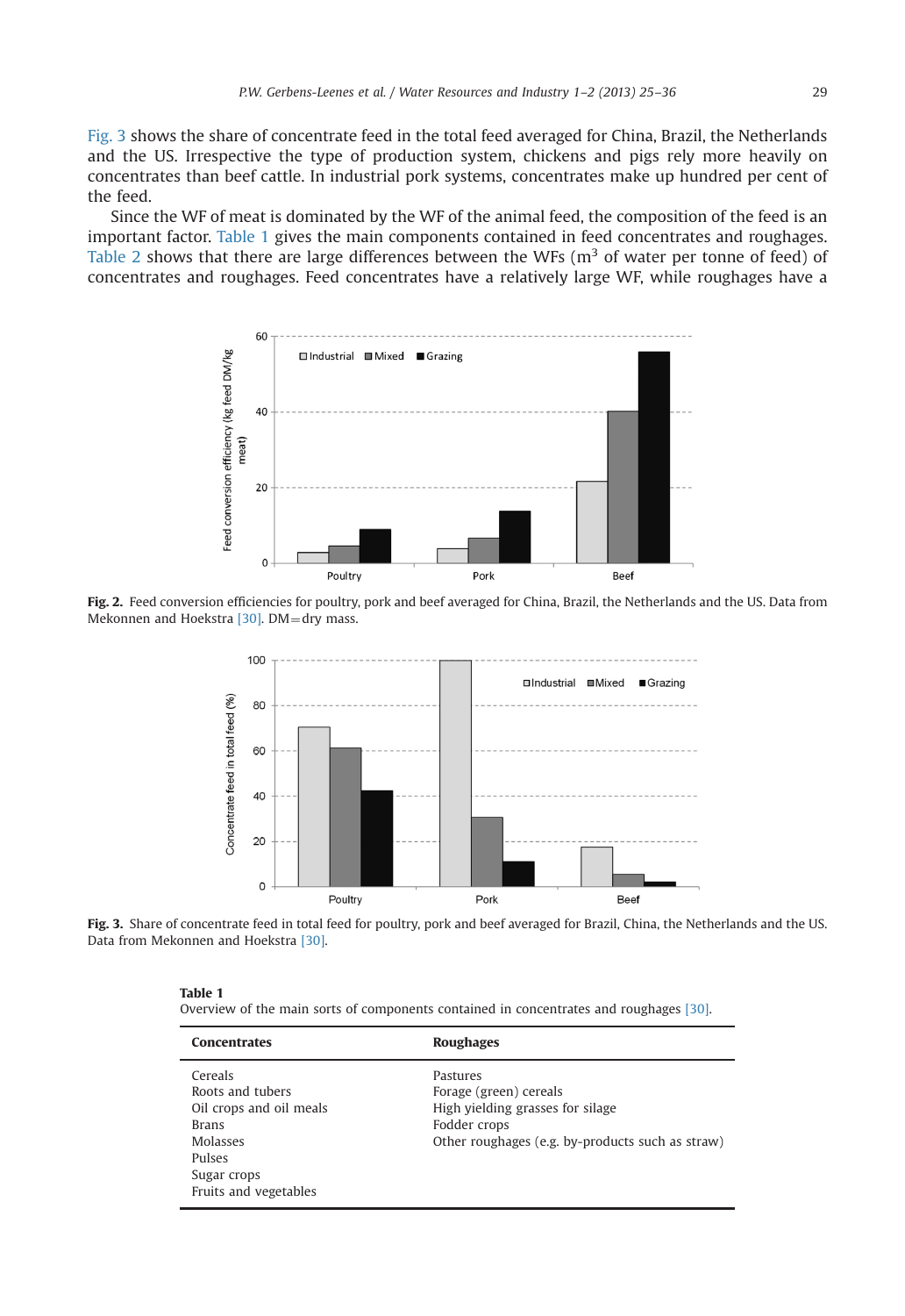Fig. 3 shows the share of concentrate feed in the total feed averaged for China, Brazil, the Netherlands and the US. Irrespective the type of production system, chickens and pigs rely more heavily on concentrates than beef cattle. In industrial pork systems, concentrates make up hundred per cent of the feed.

Since the WF of meat is dominated by the WF of the animal feed, the composition of the feed is an important factor. Table 1 gives the main components contained in feed concentrates and roughages. Table 2 shows that there are large differences between the WFs ($m^3$ of water per tonne of feed) of concentrates and roughages. Feed concentrates have a relatively large WF, while roughages have a

**Fig. 2.** Feed conversion efficiencies for poultry, pork and beef averaged for China, Brazil, the Netherlands and the US. Data from Mekonnen and Hoekstra [30]. DM = dry mass.

**Fig. 3.** Share of concentrate feed in total feed for poultry, pork and beef averaged for Brazil, China, the Netherlands and the US. Data from Mekonnen and Hoekstra [30].

**Table 1**
Overview of the main sorts of components contained in concentrates and roughages [30].

| Concentrates | Roughages |
|---|---|
| Cereals | Pastures |
| Roots and tubers | Forage (green) cereals |
| Oil crops and oil meals | High yielding grasses for silage |
| Brans | Fodder crops |
| Molasses | Other roughages (e.g. by-products such as straw) |
| Pulses | |
| Sugar crops | |
| Fruits and vegetables | |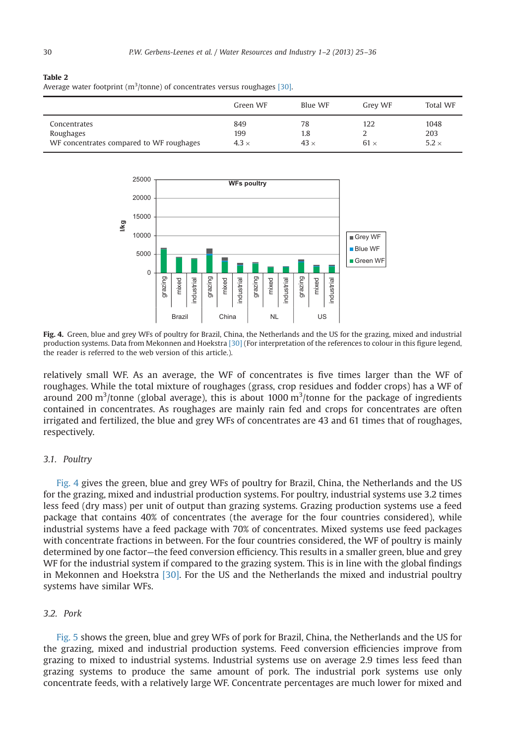**Table 2**
Average water footprint ($m^3$/tonne) of concentrates versus roughages [30].

| | Green WF | Blue WF | Grey WF | Total WF |
|---|---|---|---|---|
| Concentrates | 849 | 78 | 122 | 1048 |
| Roughages | 199 | 1.8 | 2 | 203 |
| WF concentrates compared to WF roughages | 4.3 × | 43 × | 61 × | 5.2 × |

**Fig. 4.** Green, blue and grey WFs of poultry for Brazil, China, the Netherlands and the US for the grazing, mixed and industrial production systems. Data from Mekonnen and Hoekstra [30] (For interpretation of the references to colour in this figure legend, the reader is referred to the web version of this article.).

relatively small WF. As an average, the WF of concentrates is five times larger than the WF of roughages. While the total mixture of roughages (grass, crop residues and fodder crops) has a WF of around 200 $m^3$/tonne (global average), this is about 1000 $m^3$/tonne for the package of ingredients contained in concentrates. As roughages are mainly rain fed and crops for concentrates are often irrigated and fertilized, the blue and grey WFs of concentrates are 43 and 61 times that of roughages, respectively.

### 3.1. Poultry

Fig. 4 gives the green, blue and grey WFs of poultry for Brazil, China, the Netherlands and the US for the grazing, mixed and industrial production systems. For poultry, industrial systems use 3.2 times less feed (dry mass) per unit of output than grazing systems. Grazing production systems use a feed package that contains 40% of concentrates (the average for the four countries considered), while industrial systems have a feed package with 70% of concentrates. Mixed systems use feed packages with concentrate fractions in between. For the four countries considered, the WF of poultry is mainly determined by one factor—the feed conversion efficiency. This results in a smaller green, blue and grey WF for the industrial system if compared to the grazing system. This is in line with the global findings in Mekonnen and Hoekstra [30]. For the US and the Netherlands the mixed and industrial poultry systems have similar WFs.

### 3.2. Pork

Fig. 5 shows the green, blue and grey WFs of pork for Brazil, China, the Netherlands and the US for the grazing, mixed and industrial production systems. Feed conversion efficiencies improve from grazing to mixed to industrial systems. Industrial systems use on average 2.9 times less feed than grazing systems to produce the same amount of pork. The industrial pork systems use only concentrate feeds, with a relatively large WF. Concentrate percentages are much lower for mixed and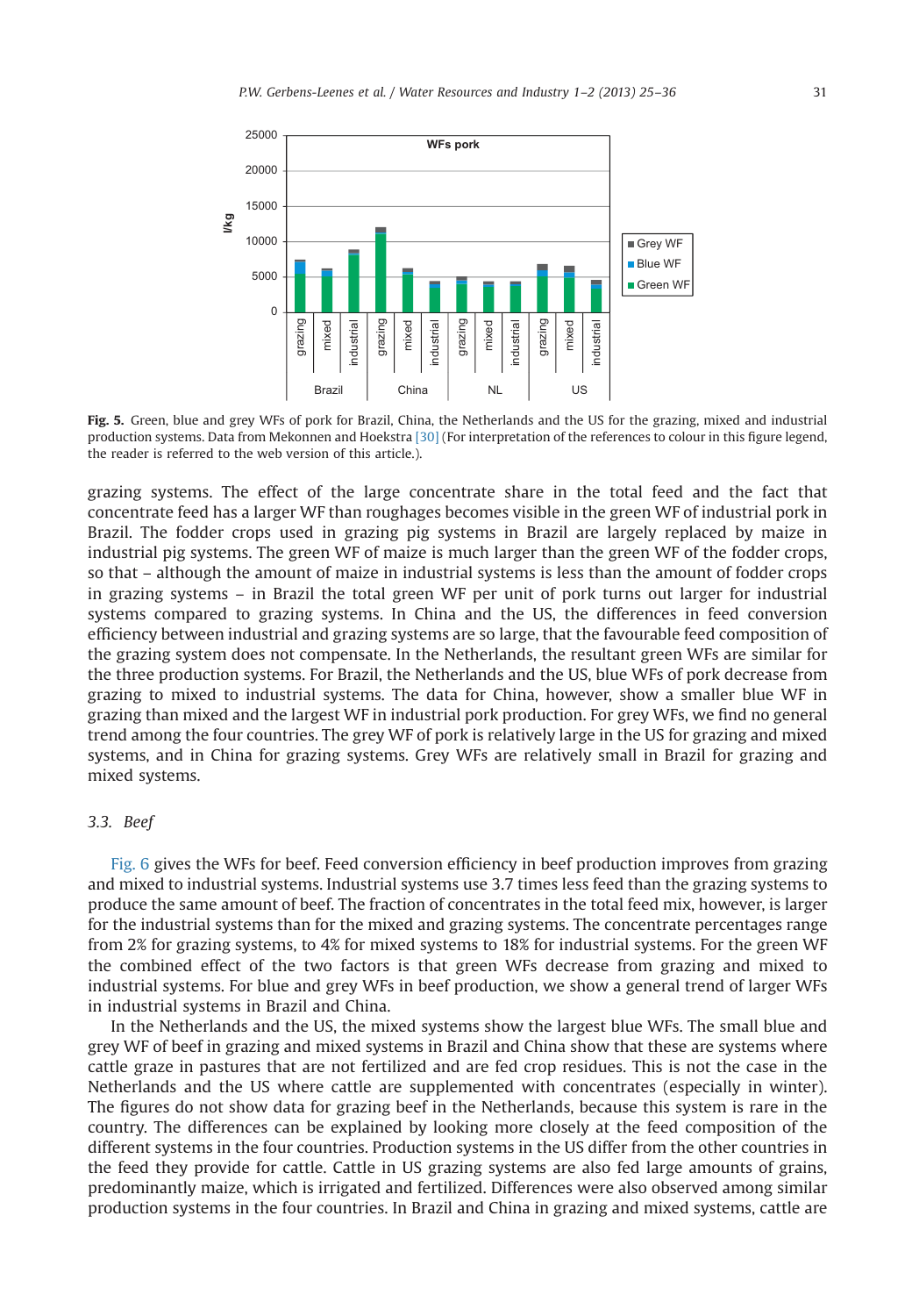WFs pork

25000
20000
15000
10000
5000
0

l/kg

Grey WF
Blue WF
Green WF

grazing mixed industrial grazing mixed industrial grazing mixed industrial grazing mixed industrial

Brazil China NL US

**Fig. 5.** Green, blue and grey WFs of pork for Brazil, China, the Netherlands and the US for the grazing, mixed and industrial production systems. Data from Mekonnen and Hoekstra [30] (For interpretation of the references to colour in this figure legend, the reader is referred to the web version of this article.).

grazing systems. The effect of the large concentrate share in the total feed and the fact that concentrate feed has a larger WF than roughages becomes visible in the green WF of industrial pork in Brazil. The fodder crops used in grazing pig systems in Brazil are largely replaced by maize in industrial pig systems. The green WF of maize is much larger than the green WF of the fodder crops, so that – although the amount of maize in industrial systems is less than the amount of fodder crops in grazing systems – in Brazil the total green WF per unit of pork turns out larger for industrial systems compared to grazing systems. In China and the US, the differences in feed conversion efficiency between industrial and grazing systems are so large, that the favourable feed composition of the grazing system does not compensate. In the Netherlands, the resultant green WFs are similar for the three production systems. For Brazil, the Netherlands and the US, blue WFs of pork decrease from grazing to mixed to industrial systems. The data for China, however, show a smaller blue WF in grazing than mixed and the largest WF in industrial pork production. For grey WFs, we find no general trend among the four countries. The grey WF of pork is relatively large in the US for grazing and mixed systems, and in China for grazing systems. Grey WFs are relatively small in Brazil for grazing and mixed systems.

### 3.3. *Beef*

Fig. 6 gives the WFs for beef. Feed conversion efficiency in beef production improves from grazing and mixed to industrial systems. Industrial systems use 3.7 times less feed than the grazing systems to produce the same amount of beef. The fraction of concentrates in the total feed mix, however, is larger for the industrial systems than for the mixed and grazing systems. The concentrate percentages range from 2% for grazing systems, to 4% for mixed systems to 18% for industrial systems. For the green WF the combined effect of the two factors is that green WFs decrease from grazing and mixed to industrial systems. For blue and grey WFs in beef production, we show a general trend of larger WFs in industrial systems in Brazil and China.

In the Netherlands and the US, the mixed systems show the largest blue WFs. The small blue and grey WF of beef in grazing and mixed systems in Brazil and China show that these are systems where cattle graze in pastures that are not fertilized and are fed crop residues. This is not the case in the Netherlands and the US where cattle are supplemented with concentrates (especially in winter). The figures do not show data for grazing beef in the Netherlands, because this system is rare in the country. The differences can be explained by looking more closely at the feed composition of the different systems in the four countries. Production systems in the US differ from the other countries in the feed they provide for cattle. Cattle in US grazing systems are also fed large amounts of grains, predominantly maize, which is irrigated and fertilized. Differences were also observed among similar production systems in the four countries. In Brazil and China in grazing and mixed systems, cattle are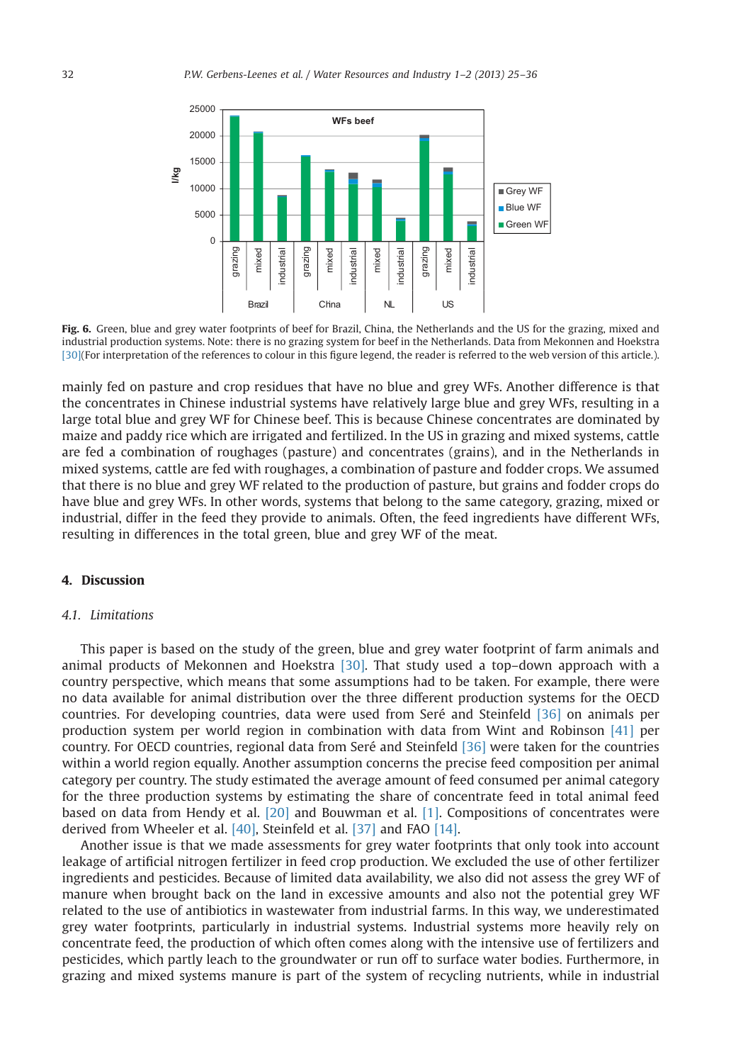**Fig. 6.** Green, blue and grey water footprints of beef for Brazil, China, the Netherlands and the US for the grazing, mixed and industrial production systems. Note: there is no grazing system for beef in the Netherlands. Data from Mekonnen and Hoekstra [30](For interpretation of the references to colour in this figure legend, the reader is referred to the web version of this article.).

mainly fed on pasture and crop residues that have no blue and grey WFs. Another difference is that the concentrates in Chinese industrial systems have relatively large blue and grey WFs, resulting in a large total blue and grey WF for Chinese beef. This is because Chinese concentrates are dominated by maize and paddy rice which are irrigated and fertilized. In the US in grazing and mixed systems, cattle are fed a combination of roughages (pasture) and concentrates (grains), and in the Netherlands in mixed systems, cattle are fed with roughages, a combination of pasture and fodder crops. We assumed that there is no blue and grey WF related to the production of pasture, but grains and fodder crops do have blue and grey WFs. In other words, systems that belong to the same category, grazing, mixed or industrial, differ in the feed they provide to animals. Often, the feed ingredients have different WFs, resulting in differences in the total green, blue and grey WF of the meat.

## 4. Discussion

### *4.1. Limitations*

This paper is based on the study of the green, blue and grey water footprint of farm animals and animal products of Mekonnen and Hoekstra [30]. That study used a top–down approach with a country perspective, which means that some assumptions had to be taken. For example, there were no data available for animal distribution over the three different production systems for the OECD countries. For developing countries, data were used from Seré and Steinfeld [36] on animals per production system per world region in combination with data from Wint and Robinson [41] per country. For OECD countries, regional data from Seré and Steinfeld [36] were taken for the countries within a world region equally. Another assumption concerns the precise feed composition per animal category per country. The study estimated the average amount of feed consumed per animal category for the three production systems by estimating the share of concentrate feed in total animal feed based on data from Hendy et al. [20] and Bouwman et al. [1]. Compositions of concentrates were derived from Wheeler et al. [40], Steinfeld et al. [37] and FAO [14].

Another issue is that we made assessments for grey water footprints that only took into account leakage of artificial nitrogen fertilizer in feed crop production. We excluded the use of other fertilizer ingredients and pesticides. Because of limited data availability, we also did not assess the grey WF of manure when brought back on the land in excessive amounts and also not the potential grey WF related to the use of antibiotics in wastewater from industrial farms. In this way, we underestimated grey water footprints, particularly in industrial systems. Industrial systems more heavily rely on concentrate feed, the production of which often comes along with the intensive use of fertilizers and pesticides, which partly leach to the groundwater or run off to surface water bodies. Furthermore, in grazing and mixed systems manure is part of the system of recycling nutrients, while in industrial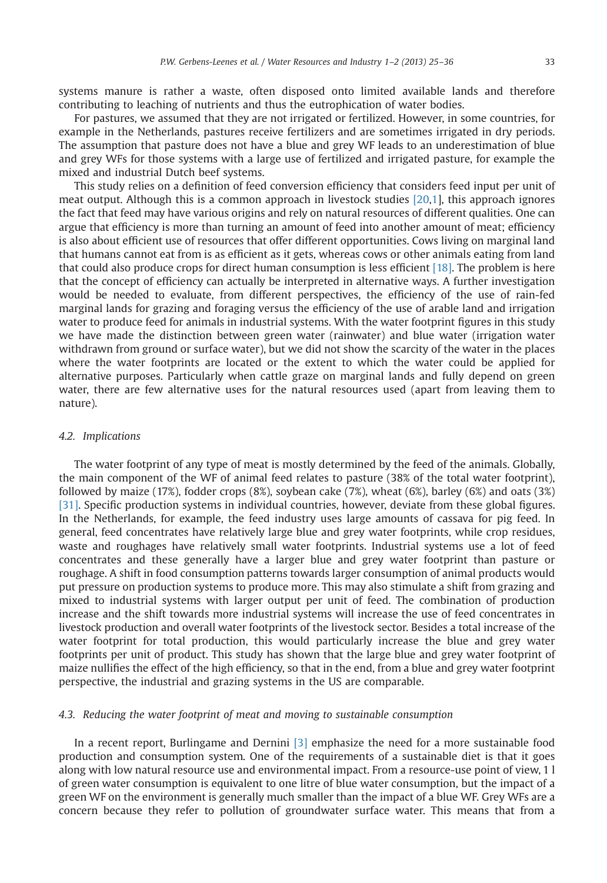systems manure is rather a waste, often disposed onto limited available lands and therefore contributing to leaching of nutrients and thus the eutrophication of water bodies.

For pastures, we assumed that they are not irrigated or fertilized. However, in some countries, for example in the Netherlands, pastures receive fertilizers and are sometimes irrigated in dry periods. The assumption that pasture does not have a blue and grey WF leads to an underestimation of blue and grey WFs for those systems with a large use of fertilized and irrigated pasture, for example the mixed and industrial Dutch beef systems.

This study relies on a definition of feed conversion efficiency that considers feed input per unit of meat output. Although this is a common approach in livestock studies [20,1], this approach ignores the fact that feed may have various origins and rely on natural resources of different qualities. One can argue that efficiency is more than turning an amount of feed into another amount of meat; efficiency is also about efficient use of resources that offer different opportunities. Cows living on marginal land that humans cannot eat from is as efficient as it gets, whereas cows or other animals eating from land that could also produce crops for direct human consumption is less efficient [18]. The problem is here that the concept of efficiency can actually be interpreted in alternative ways. A further investigation would be needed to evaluate, from different perspectives, the efficiency of the use of rain-fed marginal lands for grazing and foraging versus the efficiency of the use of arable land and irrigation water to produce feed for animals in industrial systems. With the water footprint figures in this study we have made the distinction between green water (rainwater) and blue water (irrigation water withdrawn from ground or surface water), but we did not show the scarcity of the water in the places where the water footprints are located or the extent to which the water could be applied for alternative purposes. Particularly when cattle graze on marginal lands and fully depend on green water, there are few alternative uses for the natural resources used (apart from leaving them to nature).

### *4.2. Implications*

The water footprint of any type of meat is mostly determined by the feed of the animals. Globally, the main component of the WF of animal feed relates to pasture (38% of the total water footprint), followed by maize (17%), fodder crops (8%), soybean cake (7%), wheat (6%), barley (6%) and oats (3%) [31]. Specific production systems in individual countries, however, deviate from these global figures. In the Netherlands, for example, the feed industry uses large amounts of cassava for pig feed. In general, feed concentrates have relatively large blue and grey water footprints, while crop residues, waste and roughages have relatively small water footprints. Industrial systems use a lot of feed concentrates and these generally have a larger blue and grey water footprint than pasture or roughage. A shift in food consumption patterns towards larger consumption of animal products would put pressure on production systems to produce more. This may also stimulate a shift from grazing and mixed to industrial systems with larger output per unit of feed. The combination of production increase and the shift towards more industrial systems will increase the use of feed concentrates in livestock production and overall water footprints of the livestock sector. Besides a total increase of the water footprint for total production, this would particularly increase the blue and grey water footprints per unit of product. This study has shown that the large blue and grey water footprint of maize nullifies the effect of the high efficiency, so that in the end, from a blue and grey water footprint perspective, the industrial and grazing systems in the US are comparable.

### *4.3. Reducing the water footprint of meat and moving to sustainable consumption*

In a recent report, Burlingame and Dernini [3] emphasize the need for a more sustainable food production and consumption system. One of the requirements of a sustainable diet is that it goes along with low natural resource use and environmental impact. From a resource-use point of view, 1 l of green water consumption is equivalent to one litre of blue water consumption, but the impact of a green WF on the environment is generally much smaller than the impact of a blue WF. Grey WFs are a concern because they refer to pollution of groundwater surface water. This means that from a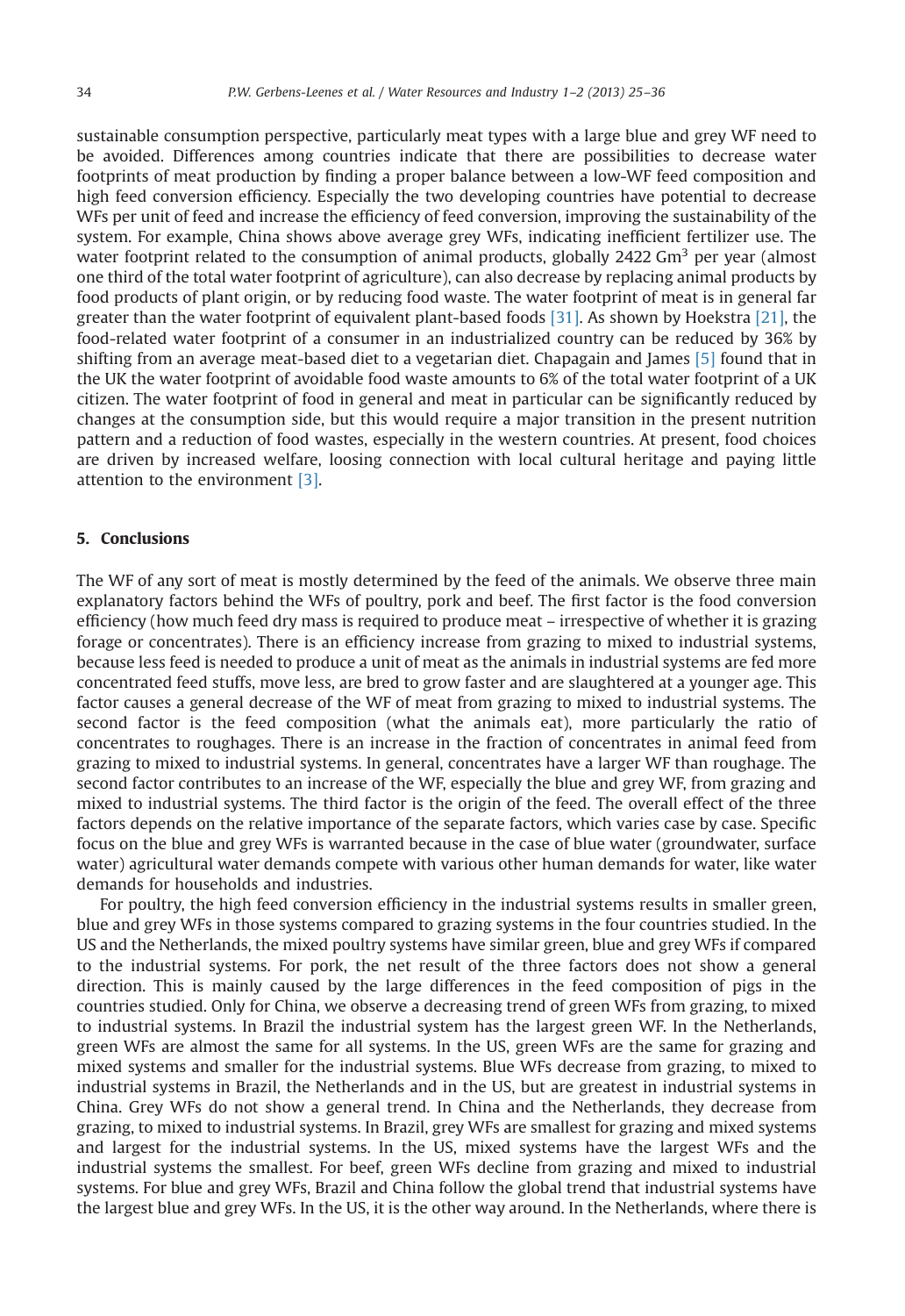sustainable consumption perspective, particularly meat types with a large blue and grey WF need to be avoided. Differences among countries indicate that there are possibilities to decrease water footprints of meat production by finding a proper balance between a low-WF feed composition and high feed conversion efficiency. Especially the two developing countries have potential to decrease WFs per unit of feed and increase the efficiency of feed conversion, improving the sustainability of the system. For example, China shows above average grey WFs, indicating inefficient fertilizer use. The water footprint related to the consumption of animal products, globally 2422 $Gm^3$ per year (almost one third of the total water footprint of agriculture), can also decrease by replacing animal products by food products of plant origin, or by reducing food waste. The water footprint of meat is in general far greater than the water footprint of equivalent plant-based foods [31]. As shown by Hoekstra [21], the food-related water footprint of a consumer in an industrialized country can be reduced by 36% by shifting from an average meat-based diet to a vegetarian diet. Chapagain and James [5] found that in the UK the water footprint of avoidable food waste amounts to 6% of the total water footprint of a UK citizen. The water footprint of food in general and meat in particular can be significantly reduced by changes at the consumption side, but this would require a major transition in the present nutrition pattern and a reduction of food wastes, especially in the western countries. At present, food choices are driven by increased welfare, loosing connection with local cultural heritage and paying little attention to the environment [3].

## 5. Conclusions

The WF of any sort of meat is mostly determined by the feed of the animals. We observe three main explanatory factors behind the WFs of poultry, pork and beef. The first factor is the food conversion efficiency (how much feed dry mass is required to produce meat – irrespective of whether it is grazing forage or concentrates). There is an efficiency increase from grazing to mixed to industrial systems, because less feed is needed to produce a unit of meat as the animals in industrial systems are fed more concentrated feed stuffs, move less, are bred to grow faster and are slaughtered at a younger age. This factor causes a general decrease of the WF of meat from grazing to mixed to industrial systems. The second factor is the feed composition (what the animals eat), more particularly the ratio of concentrates to roughages. There is an increase in the fraction of concentrates in animal feed from grazing to mixed to industrial systems. In general, concentrates have a larger WF than roughage. The second factor contributes to an increase of the WF, especially the blue and grey WF, from grazing and mixed to industrial systems. The third factor is the origin of the feed. The overall effect of the three factors depends on the relative importance of the separate factors, which varies case by case. Specific focus on the blue and grey WFs is warranted because in the case of blue water (groundwater, surface water) agricultural water demands compete with various other human demands for water, like water demands for households and industries.

For poultry, the high feed conversion efficiency in the industrial systems results in smaller green, blue and grey WFs in those systems compared to grazing systems in the four countries studied. In the US and the Netherlands, the mixed poultry systems have similar green, blue and grey WFs if compared to the industrial systems. For pork, the net result of the three factors does not show a general direction. This is mainly caused by the large differences in the feed composition of pigs in the countries studied. Only for China, we observe a decreasing trend of green WFs from grazing, to mixed to industrial systems. In Brazil the industrial system has the largest green WF. In the Netherlands, green WFs are almost the same for all systems. In the US, green WFs are the same for grazing and mixed systems and smaller for the industrial systems. Blue WFs decrease from grazing, to mixed to industrial systems in Brazil, the Netherlands and in the US, but are greatest in industrial systems in China. Grey WFs do not show a general trend. In China and the Netherlands, they decrease from grazing, to mixed to industrial systems. In Brazil, grey WFs are smallest for grazing and mixed systems and largest for the industrial systems. In the US, mixed systems have the largest WFs and the industrial systems the smallest. For beef, green WFs decline from grazing and mixed to industrial systems. For blue and grey WFs, Brazil and China follow the global trend that industrial systems have the largest blue and grey WFs. In the US, it is the other way around. In the Netherlands, where there is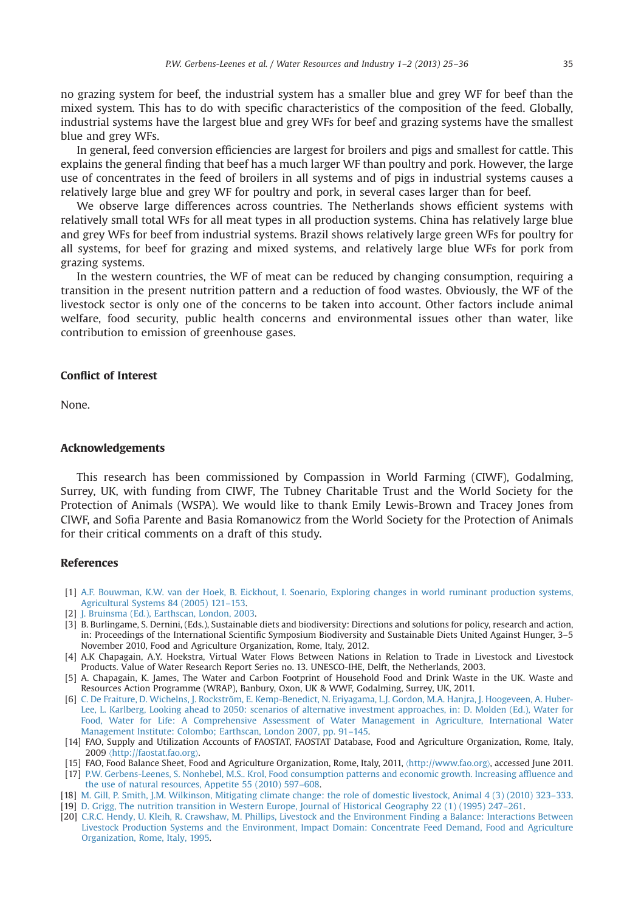no grazing system for beef, the industrial system has a smaller blue and grey WF for beef than the mixed system. This has to do with specific characteristics of the composition of the feed. Globally, industrial systems have the largest blue and grey WFs for beef and grazing systems have the smallest blue and grey WFs.

In general, feed conversion efficiencies are largest for broilers and pigs and smallest for cattle. This explains the general finding that beef has a much larger WF than poultry and pork. However, the large use of concentrates in the feed of broilers in all systems and of pigs in industrial systems causes a relatively large blue and grey WF for poultry and pork, in several cases larger than for beef.

We observe large differences across countries. The Netherlands shows efficient systems with relatively small total WFs for all meat types in all production systems. China has relatively large blue and grey WFs for beef from industrial systems. Brazil shows relatively large green WFs for poultry for all systems, for beef for grazing and mixed systems, and relatively large blue WFs for pork from grazing systems.

In the western countries, the WF of meat can be reduced by changing consumption, requiring a transition in the present nutrition pattern and a reduction of food wastes. Obviously, the WF of the livestock sector is only one of the concerns to be taken into account. Other factors include animal welfare, food security, public health concerns and environmental issues other than water, like contribution to emission of greenhouse gases.

## Conflict of Interest

None.

## Acknowledgements

This research has been commissioned by Compassion in World Farming (CIWF), Godalming, Surrey, UK, with funding from CIWF, The Tubney Charitable Trust and the World Society for the Protection of Animals (WSPA). We would like to thank Emily Lewis-Brown and Tracey Jones from CIWF, and Sofia Parente and Basia Romanowicz from the World Society for the Protection of Animals for their critical comments on a draft of this study.

## References

[1] A.F. Bouwman, K.W. van der Hoek, B. Eickhout, I. Soenario, Exploring changes in world ruminant production systems, Agricultural Systems 84 (2005) 121–153.

[2] J. Bruinsma (Ed.), Earthscan, London, 2003.

[3] B. Burlingame, S. Dernini, (Eds.), Sustainable diets and biodiversity: Directions and solutions for policy, research and action, in: Proceedings of the International Scientific Symposium Biodiversity and Sustainable Diets United Against Hunger, 3–5 November 2010, Food and Agriculture Organization, Rome, Italy, 2012.

[4] A.K Chapagain, A.Y. Hoekstra, Virtual Water Flows Between Nations in Relation to Trade in Livestock and Livestock Products. Value of Water Research Report Series no. 13. UNESCO-IHE, Delft, the Netherlands, 2003.

[5] A. Chapagain, K. James, The Water and Carbon Footprint of Household Food and Drink Waste in the UK. Waste and Resources Action Programme (WRAP), Banbury, Oxon, UK & WWF, Godalming, Surrey, UK, 2011.

[6] C. De Fraiture, D. Wichelns, J. Rockström, E. Kemp-Benedict, N. Eriyagama, L.J. Gordon, M.A. Hanjra, J. Hoogeveen, A. Huber-Lee, L. Karlberg, Looking ahead to 2050: scenarios of alternative investment approaches, in: D. Molden (Ed.), Water for Food, Water for Life: A Comprehensive Assessment of Water Management in Agriculture, International Water Management Institute: Colombo; Earthscan, London 2007, pp. 91–145.

[14] FAO, Supply and Utilization Accounts of FAOSTAT, FAOSTAT Database, Food and Agriculture Organization, Rome, Italy, 2009 ⟨http://faostat.fao.org⟩.

[15] FAO, Food Balance Sheet, Food and Agriculture Organization, Rome, Italy, 2011, ⟨http://www.fao.org⟩, accessed June 2011.

[17] P.W. Gerbens-Leenes, S. Nonhebel, M.S.. Krol, Food consumption patterns and economic growth. Increasing affluence and the use of natural resources, Appetite 55 (2010) 597–608.

[18] M. Gill, P. Smith, J.M. Wilkinson, Mitigating climate change: the role of domestic livestock, Animal 4 (3) (2010) 323–333.

[19] D. Grigg, The nutrition transition in Western Europe, Journal of Historical Geography 22 (1) (1995) 247–261.

[20] C.R.C. Hendy, U. Kleih, R. Crawshaw, M. Phillips, Livestock and the Environment Finding a Balance: Interactions Between Livestock Production Systems and the Environment, Impact Domain: Concentrate Feed Demand, Food and Agriculture Organization, Rome, Italy, 1995.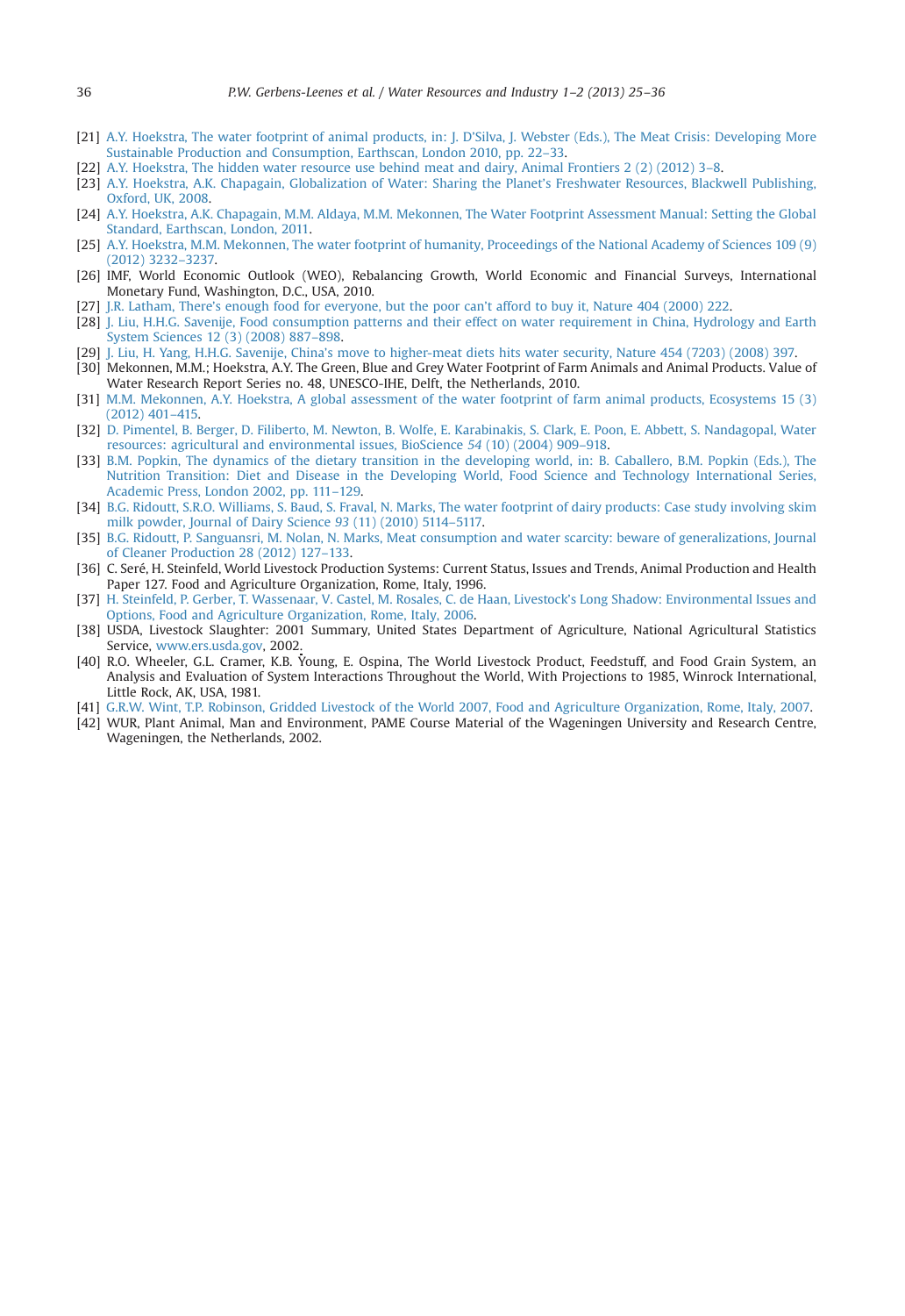[21] A.Y. Hoekstra, The water footprint of animal products, in: J. D'Silva, J. Webster (Eds.), The Meat Crisis: Developing More Sustainable Production and Consumption, Earthscan, London 2010, pp. 22–33.

[22] A.Y. Hoekstra, The hidden water resource use behind meat and dairy, Animal Frontiers 2 (2) (2012) 3–8.

[23] A.Y. Hoekstra, A.K. Chapagain, Globalization of Water: Sharing the Planet's Freshwater Resources, Blackwell Publishing, Oxford, UK, 2008.

[24] A.Y. Hoekstra, A.K. Chapagain, M.M. Aldaya, M.M. Mekonnen, The Water Footprint Assessment Manual: Setting the Global Standard, Earthscan, London, 2011.

[25] A.Y. Hoekstra, M.M. Mekonnen, The water footprint of humanity, Proceedings of the National Academy of Sciences 109 (9) (2012) 3232–3237.

[26] IMF, World Economic Outlook (WEO), Rebalancing Growth, World Economic and Financial Surveys, International Monetary Fund, Washington, D.C., USA, 2010.

[27] J.R. Latham, There's enough food for everyone, but the poor can't afford to buy it, Nature 404 (2000) 222.

[28] J. Liu, H.H.G. Savenije, Food consumption patterns and their effect on water requirement in China, Hydrology and Earth System Sciences 12 (3) (2008) 887–898.

[29] J. Liu, H. Yang, H.H.G. Savenije, China's move to higher-meat diets hits water security, Nature 454 (7203) (2008) 397.

[30] Mekonnen, M.M.; Hoekstra, A.Y. The Green, Blue and Grey Water Footprint of Farm Animals and Animal Products. Value of Water Research Report Series no. 48, UNESCO-IHE, Delft, the Netherlands, 2010.

[31] M.M. Mekonnen, A.Y. Hoekstra, A global assessment of the water footprint of farm animal products, Ecosystems 15 (3) (2012) 401–415.

[32] D. Pimentel, B. Berger, D. Filiberto, M. Newton, B. Wolfe, E. Karabinakis, S. Clark, E. Poon, E. Abbett, S. Nandagopal, Water resources: agricultural and environmental issues, BioScience *54* (10) (2004) 909–918.

[33] B.M. Popkin, The dynamics of the dietary transition in the developing world, in: B. Caballero, B.M. Popkin (Eds.), The Nutrition Transition: Diet and Disease in the Developing World, Food Science and Technology International Series, Academic Press, London 2002, pp. 111–129.

[34] B.G. Ridoutt, S.R.O. Williams, S. Baud, S. Fraval, N. Marks, The water footprint of dairy products: Case study involving skim milk powder, Journal of Dairy Science *93* (11) (2010) 5114–5117.

[35] B.G. Ridoutt, P. Sanguansri, M. Nolan, N. Marks, Meat consumption and water scarcity: beware of generalizations, Journal of Cleaner Production 28 (2012) 127–133.

[36] C. Seré, H. Steinfeld, World Livestock Production Systems: Current Status, Issues and Trends, Animal Production and Health Paper 127. Food and Agriculture Organization, Rome, Italy, 1996.

[37] H. Steinfeld, P. Gerber, T. Wassenaar, V. Castel, M. Rosales, C. de Haan, Livestock's Long Shadow: Environmental Issues and Options, Food and Agriculture Organization, Rome, Italy, 2006.

[38] USDA, Livestock Slaughter: 2001 Summary, United States Department of Agriculture, National Agricultural Statistics Service, www.ers.usda.gov, 2002.

[40] R.O. Wheeler, G.L. Cramer, K.B. Young, E. Ospina, The World Livestock Product, Feedstuff, and Food Grain System, an Analysis and Evaluation of System Interactions Throughout the World, With Projections to 1985, Winrock International, Little Rock, AK, USA, 1981.

[41] G.R.W. Wint, T.P. Robinson, Gridded Livestock of the World 2007, Food and Agriculture Organization, Rome, Italy, 2007.

[42] WUR, Plant Animal, Man and Environment, PAME Course Material of the Wageningen University and Research Centre, Wageningen, the Netherlands, 2002.